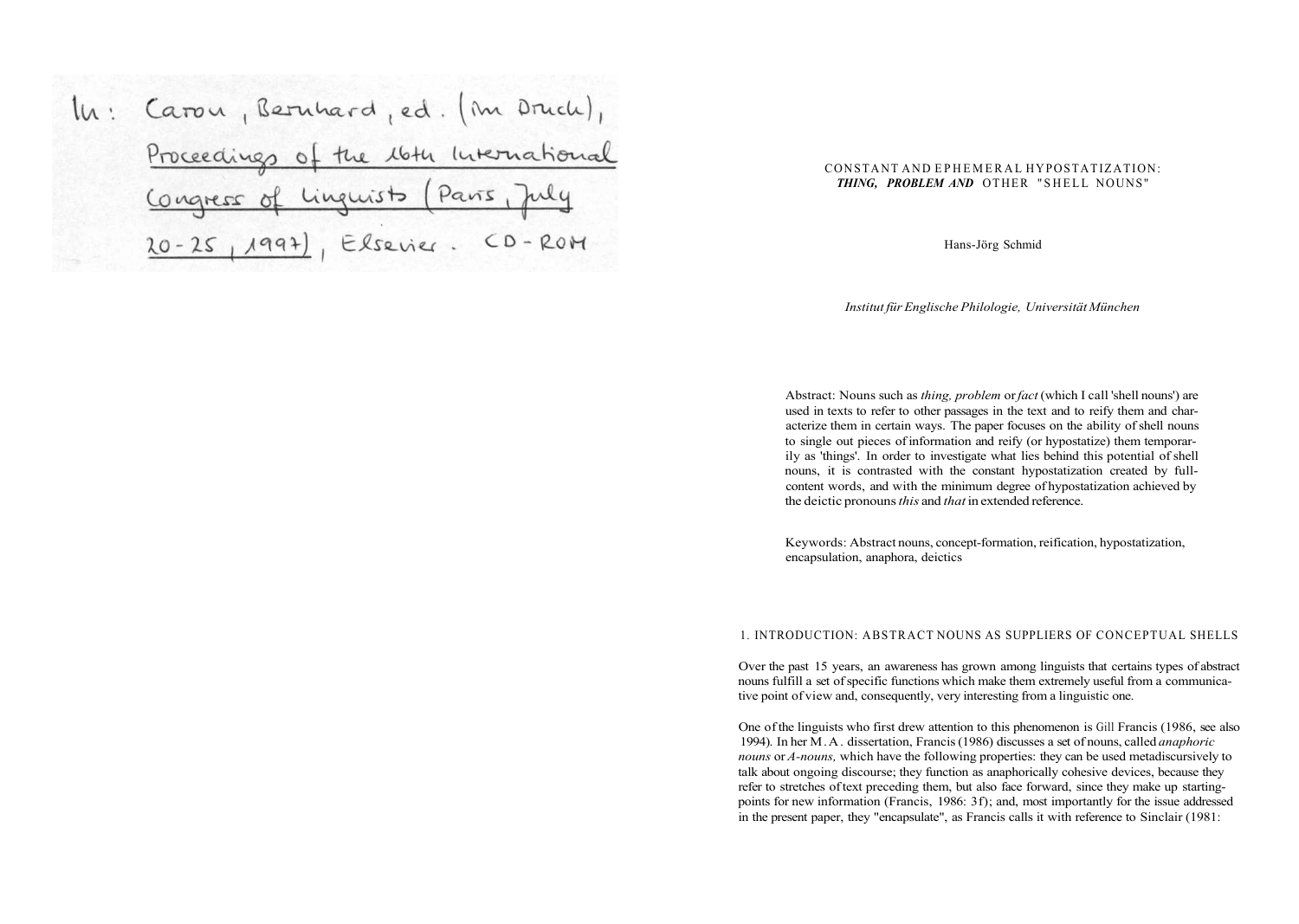In: Carou, Bernhard, ed. (im Druck), Proceedings of the 16th International Congress of Linguists (Paris, July 20-25, 1997), Elsevier. CD-ROM

# CONSTANT AND EPHEMERAL HYPOSTATIZATION: *THING, PROBLEM AND* OTHER "SHELL NOUNS"

Hans-Jörg Schmid

*Institut für Englische Philologie, Universität München*

Abstract: Nouns such as *thing, problem* or *fact* (which I call 'shell nouns') are used in texts to refer to other passages in the text and to reify them and characterize them in certain ways. The paper focuses on the ability of shell nouns to single out pieces of information and reify (or hypostatize) them temporarily as 'things'. In order to investigate what lies behind this potential of shell nouns, it is contrasted with the constant hypostatization created by full-content words, and with the minimum degree of hypostatization achieved by the deictic pronouns *this* and *that* in extended reference.

Keywords: Abstract nouns, concept-formation, reification, hypostatization, encapsulation, anaphora, deictics

## 1. INTRODUCTION: ABSTRACT NOUNS AS SUPPLIERS OF CONCEPTUAL SHELLS

Over the past 15 years, an awareness has grown among linguists that certains types of abstract nouns fulfill a set of specific functions which make them extremely useful from a communicative point of view and, consequently, very interesting from a linguistic one.

One of the linguists who first drew attention to this phenomenon is Gill Francis (1986, see also 1994). In her M.A. dissertation, Francis (1986) discusses a set of nouns, called *anaphoric nouns* or *A-nouns,* which have the following properties: they can be used metadiscursively to talk about ongoing discourse; they function as anaphorically cohesive devices, because they refer to stretches of text preceding them, but also face forward, since they make up starting-points for new information (Francis, 1986: 3f); and, most importantly for the issue addressed in the present paper, they "encapsulate", as Francis calls it with reference to Sinclair (1981: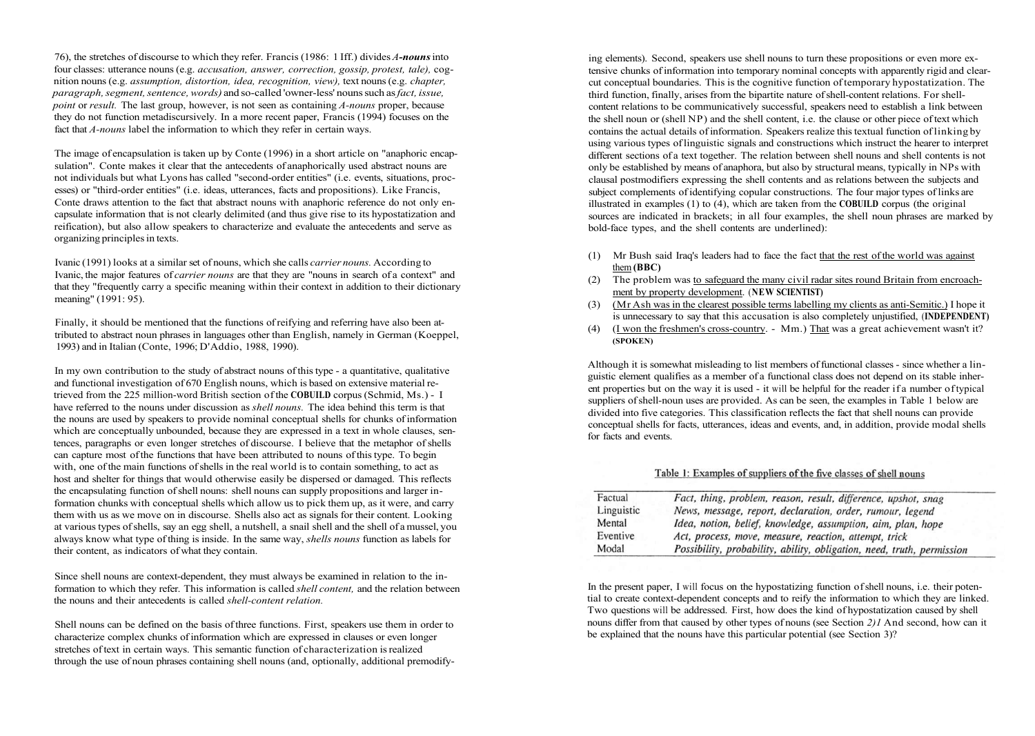76), the stretches of discourse to which they refer. Francis (1986: 1 Iff.) divides ***A-nouns*** into four classes: utterance nouns (e.g. *accusation, answer, correction, gossip, protest, tale),* cognition nouns (e.g. *assumption, distortion, idea, recognition, view),* text nouns (e.g. *chapter, paragraph, segment, sentence, words)* and so-called 'owner-less' nouns such as *fact, issue, point* or *result.* The last group, however, is not seen as containing *A-nouns* proper, because they do not function metadiscursively. In a more recent paper, Francis (1994) focuses on the fact that *A-nouns* label the information to which they refer in certain ways.

The image of encapsulation is taken up by Conte (1996) in a short article on "anaphoric encapsulation". Conte makes it clear that the antecedents of anaphorically used abstract nouns are not individuals but what Lyons has called "second-order entities" (i.e. events, situations, processes) or "third-order entities" (i.e. ideas, utterances, facts and propositions). Like Francis, Conte draws attention to the fact that abstract nouns with anaphoric reference do not only encapsulate information that is not clearly delimited (and thus give rise to its hypostatization and reification), but also allow speakers to characterize and evaluate the antecedents and serve as organizing principles in texts.

Ivanic (1991) looks at a similar set of nouns, which she calls *carrier nouns.* According to Ivanic, the major features of *carrier nouns* are that they are "nouns in search of a context" and that they "frequently carry a specific meaning within their context in addition to their dictionary meaning" (1991: 95).

Finally, it should be mentioned that the functions of reifying and referring have also been attributed to abstract noun phrases in languages other than English, namely in German (Koeppel, 1993) and in Italian (Conte, 1996; D'Addio, 1988, 1990).

In my own contribution to the study of abstract nouns of this type - a quantitative, qualitative and functional investigation of 670 English nouns, which is based on extensive material retrieved from the 225 million-word British section of the **COBUILD** corpus (Schmid, Ms.) - I have referred to the nouns under discussion as *shell nouns.* The idea behind this term is that the nouns are used by speakers to provide nominal conceptual shells for chunks of information which are conceptually unbounded, because they are expressed in a text in whole clauses, sentences, paragraphs or even longer stretches of discourse. I believe that the metaphor of shells can capture most of the functions that have been attributed to nouns of this type. To begin with, one of the main functions of shells in the real world is to contain something, to act as host and shelter for things that would otherwise easily be dispersed or damaged. This reflects the encapsulating function of shell nouns: shell nouns can supply propositions and larger information chunks with conceptual shells which allow us to pick them up, as it were, and carry them with us as we move on in discourse. Shells also act as signals for their content. Looking at various types of shells, say an egg shell, a nutshell, a snail shell and the shell of a mussel, you always know what type of thing is inside. In the same way, *shells nouns* function as labels for their content, as indicators of what they contain.

Since shell nouns are context-dependent, they must always be examined in relation to the information to which they refer. This information is called *shell content,* and the relation between the nouns and their antecedents is called *shell-content relation.*

Shell nouns can be defined on the basis of three functions. First, speakers use them in order to characterize complex chunks of information which are expressed in clauses or even longer stretches of text in certain ways. This semantic function of characterization is realized through the use of noun phrases containing shell nouns (and, optionally, additional premodifying elements). Second, speakers use shell nouns to turn these propositions or even more extensive chunks of information into temporary nominal concepts with apparently rigid and clear-cut conceptual boundaries. This is the cognitive function of temporary hypostatization. The third function, finally, arises from the bipartite nature of shell-content relations. For shell-content relations to be communicatively successful, speakers need to establish a link between the shell noun or (shell NP) and the shell content, i.e. the clause or other piece of text which contains the actual details of information. Speakers realize this textual function of linking by using various types of linguistic signals and constructions which instruct the hearer to interpret different sections of a text together. The relation between shell nouns and shell contents is not only be established by means of anaphora, but also by structural means, typically in NPs with clausal postmodifiers expressing the shell contents and as relations between the subjects and subject complements of identifying copular constructions. The four major types of links are illustrated in examples (1) to (4), which are taken from the **COBUILD** corpus (the original sources are indicated in brackets; in all four examples, the shell noun phrases are marked by bold-face types, and the shell contents are underlined):

(1) Mr Bush said Iraq's leaders had to face the fact <u>that the rest of the world was against them</u> **(BBC)**

(2) The problem was <u>to safeguard the many civil radar sites round Britain from encroachment by property development</u>. (**NEW SCIENTIST)**

(3) (<u>Mr Ash was in the clearest possible terms labelling my clients as anti-Semitic.</u>) I hope it is unnecessary to say that this accusation is also completely unjustified, (**INDEPENDENT)**

(4) (<u>I won the freshmen's cross-country</u>. - Mm.) <u>That</u> was a great achievement wasn't it? **(SPOKEN)**

Although it is somewhat misleading to list members of functional classes - since whether a linguistic element qualifies as a member of a functional class does not depend on its stable inherent properties but on the way it is used - it will be helpful for the reader if a number of typical suppliers of shell-noun uses are provided. As can be seen, the examples in Table 1 below are divided into five categories. This classification reflects the fact that shell nouns can provide conceptual shells for facts, utterances, ideas and events, and, in addition, provide modal shells for facts and events.

<u>Table 1: Examples of suppliers of the five classes of shell nouns</u>

| | |
|---|---|
| Factual | *Fact, thing, problem, reason, result, difference, upshot, snag* |
| Linguistic | *News, message, report, declaration, order, rumour, legend* |
| Mental | *Idea, notion, belief, knowledge, assumption, aim, plan, hope* |
| Eventive | *Act, process, move, measure, reaction, attempt, trick* |
| Modal | *Possibility, probability, ability, obligation, need, truth, permission* |

In the present paper, I will focus on the hypostatizing function of shell nouns, i.e. their potential to create context-dependent concepts and to reify the information to which they are linked. Two questions will be addressed. First, how does the kind of hypostatization caused by shell nouns differ from that caused by other types of nouns (see Section *2)1* And second, how can it be explained that the nouns have this particular potential (see Section 3)?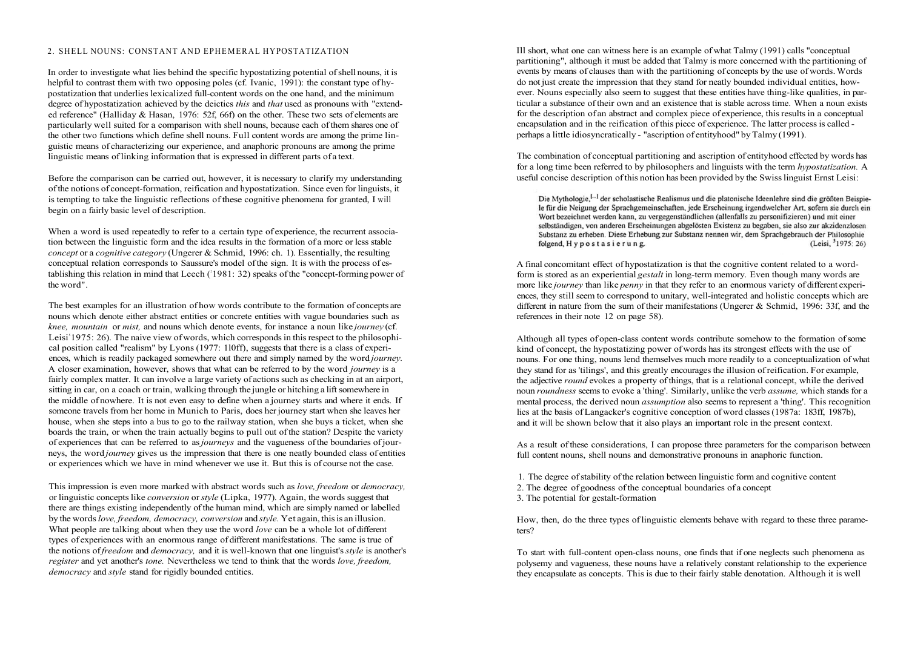## 2. SHELL NOUNS: CONSTANT AND EPHEMERAL HYPOSTATIZATION

In order to investigate what lies behind the specific hypostatizing potential of shell nouns, it is helpful to contrast them with two opposing poles (cf. Ivanic, 1991): the constant type of hypostatization that underlies lexicalized full-content words on the one hand, and the minimum degree of hypostatization achieved by the deictics *this* and *that* used as pronouns with "extended reference" (Halliday & Hasan, 1976: 52f, 66f) on the other. These two sets of elements are particularly well suited for a comparison with shell nouns, because each of them shares one of the other two functions which define shell nouns. Full content words are among the prime linguistic means of characterizing our experience, and anaphoric pronouns are among the prime linguistic means of linking information that is expressed in different parts of a text.

Before the comparison can be carried out, however, it is necessary to clarify my understanding of the notions of concept-formation, reification and hypostatization. Since even for linguists, it is tempting to take the linguistic reflections of these cognitive phenomena for granted, I will begin on a fairly basic level of description.

When a word is used repeatedly to refer to a certain type of experience, the recurrent association between the linguistic form and the idea results in the formation of a more or less stable *concept* or a *cognitive category* (Ungerer & Schmid, 1996: ch. 1). Essentially, the resulting conceptual relation corresponds to Saussure's model of the sign. It is with the process of establishing this relation in mind that Leech ([2]1981: 32) speaks of the "concept-forming power of the word".

The best examples for an illustration of how words contribute to the formation of concepts are nouns which denote either abstract entities or concrete entities with vague boundaries such as *knee, mountain* or *mist,* and nouns which denote events, for instance a noun like *journey* (cf. Leisi [5]1975: 26). The naive view of words, which corresponds in this respect to the philosophical position called "realism" by Lyons (1977: 110ff), suggests that there is a class of experiences, which is readily packaged somewhere out there and simply named by the word *journey.* A closer examination, however, shows that what can be referred to by the word *journey* is a fairly complex matter. It can involve a large variety of actions such as checking in at an airport, sitting in car, on a coach or train, walking through the jungle or hitching a lift somewhere in the middle of nowhere. It is not even easy to define when a journey starts and where it ends. If someone travels from her home in Munich to Paris, does her journey start when she leaves her house, when she steps into a bus to go to the railway station, when she buys a ticket, when she boards the train, or when the train actually begins to pull out of the station? Despite the variety of experiences that can be referred to as *journeys* and the vagueness of the boundaries of journeys, the word *journey* gives us the impression that there is one neatly bounded class of entities or experiences which we have in mind whenever we use it. But this is of course not the case.

This impression is even more marked with abstract words such as *love, freedom* or *democracy,* or linguistic concepts like *conversion* or *style* (Lipka, 1977). Again, the words suggest that there are things existing independently of the human mind, which are simply named or labelled by the words *love, freedom, democracy, conversion* and *style.* Yet again, this is an illusion. What people are talking about when they use the word *love* can be a whole lot of different types of experiences with an enormous range of different manifestations. The same is true of the notions of *freedom* and *democracy,* and it is well-known that one linguist's *style* is another's *register* and yet another's *tone.* Nevertheless we tend to think that the words *love, freedom, democracy* and *style* stand for rigidly bounded entities.

In short, what one can witness here is an example of what Talmy (1991) calls "conceptual partitioning", although it must be added that Talmy is more concerned with the partitioning of events by means of clauses than with the partitioning of concepts by the use of words. Words do not just create the impression that they stand for neatly bounded individual entities, however. Nouns especially also seem to suggest that these entities have thing-like qualities, in particular a substance of their own and an existence that is stable across time. When a noun exists for the description of an abstract and complex piece of experience, this results in a conceptual encapsulation and in the reification of this piece of experience. The latter process is called - perhaps a little idiosyncratically - "ascription of entityhood" by Talmy (1991).

The combination of conceptual partitioning and ascription of entityhood effected by words has for a long time been referred to by philosophers and linguists with the term *hypostatization.* A useful concise description of this notion has been provided by the Swiss linguist Ernst Leisi:

> Die Mythologie,[...] der scholastische Realismus und die platonische Ideenlehre sind die größten Beispiele für die Neigung der Sprachgemeinschaften, jede Erscheinung irgendwelcher Art, sofern sie durch ein Wort bezeichnet werden kann, zu vergegenständlichen (allenfalls zu personifizieren) und mit einer selbständigen, von anderen Erscheinungen abgelösten Existenz zu begaben, sie also zur akzidenzlosen Substanz zu erheben. Diese Erhebung zur Substanz nennen wir, dem Sprachgebrauch der Philosophie folgend, H y p o s t a s i e r u n g. (Leisi, [5]1975: 26)

A final concomitant effect of hypostatization is that the cognitive content related to a word-form is stored as an experiential *gestalt* in long-term memory. Even though many words are more like *journey* than like *penny* in that they refer to an enormous variety of different experiences, they still seem to correspond to unitary, well-integrated and holistic concepts which are different in nature from the sum of their manifestations (Ungerer & Schmid, 1996: 33f, and the references in their note 12 on page 58).

Although all types of open-class content words contribute somehow to the formation of some kind of concept, the hypostatizing power of words has its strongest effects with the use of nouns. For one thing, nouns lend themselves much more readily to a conceptualization of what they stand for as 'tilings', and this greatly encourages the illusion of reification. For example, the adjective *round* evokes a property of things, that is a relational concept, while the derived noun *roundness* seems to evoke a 'thing'. Similarly, unlike the verb *assume,* which stands for a mental process, the derived noun *assumption* also seems to represent a 'thing'. This recognition lies at the basis of Langacker's cognitive conception of word classes (1987a: 183ff, 1987b), and it will be shown below that it also plays an important role in the present context.

As a result of these considerations, I can propose three parameters for the comparison between full content nouns, shell nouns and demonstrative pronouns in anaphoric function.

1. The degree of stability of the relation between linguistic form and cognitive content
2. The degree of goodness of the conceptual boundaries of a concept
3. The potential for gestalt-formation

How, then, do the three types of linguistic elements behave with regard to these three parameters?

To start with full-content open-class nouns, one finds that if one neglects such phenomena as polysemy and vagueness, these nouns have a relatively constant relationship to the experience they encapsulate as concepts. This is due to their fairly stable denotation. Although it is well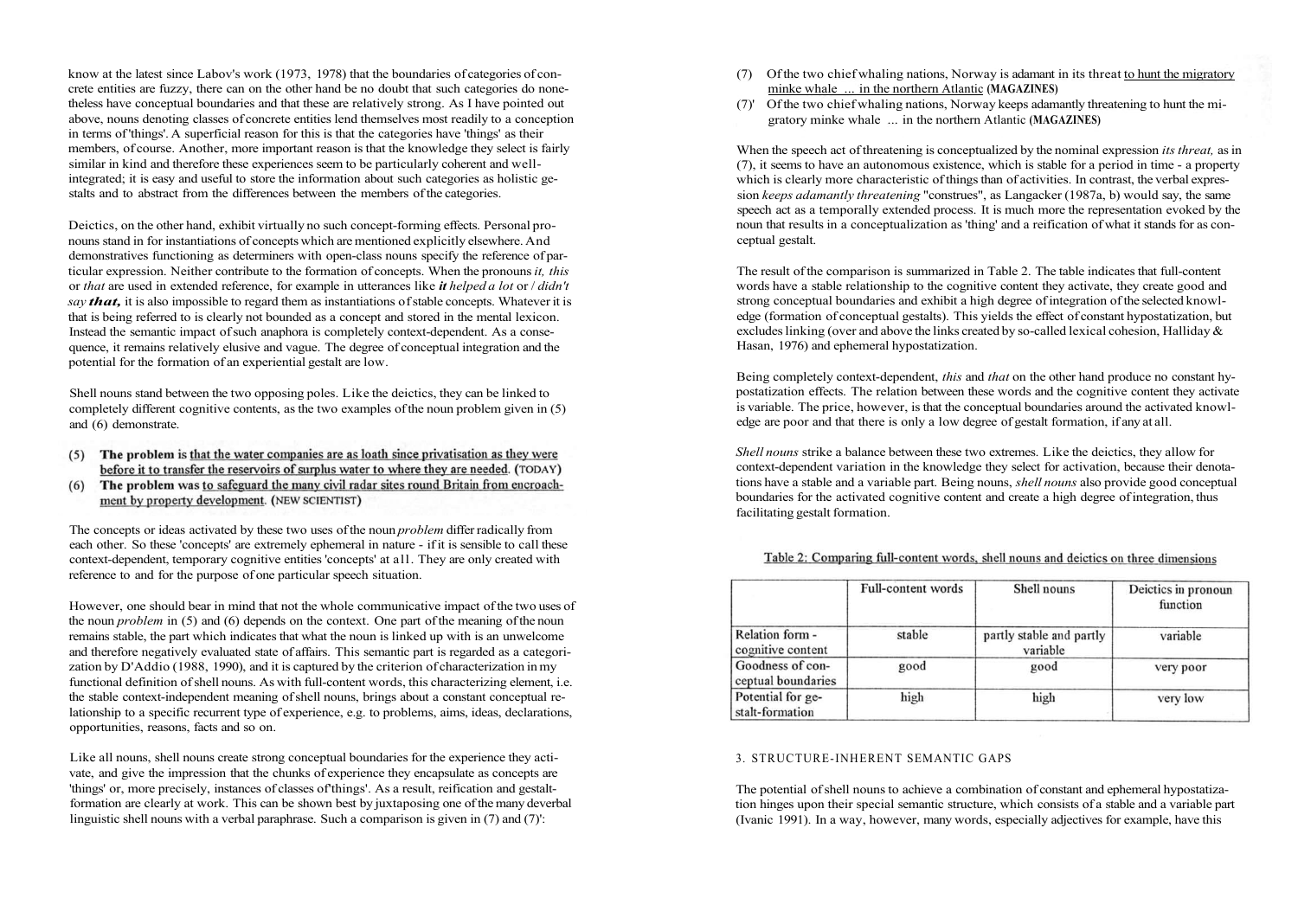know at the latest since Labov's work (1973, 1978) that the boundaries of categories of concrete entities are fuzzy, there can on the other hand be no doubt that such categories do nonetheless have conceptual boundaries and that these are relatively strong. As I have pointed out above, nouns denoting classes of concrete entities lend themselves most readily to a conception in terms of 'things'. A superficial reason for this is that the categories have 'things' as their members, of course. Another, more important reason is that the knowledge they select is fairly similar in kind and therefore these experiences seem to be particularly coherent and well-integrated; it is easy and useful to store the information about such categories as holistic gestalts and to abstract from the differences between the members of the categories.

Deictics, on the other hand, exhibit virtually no such concept-forming effects. Personal pronouns stand in for instantiations of concepts which are mentioned explicitly elsewhere. And demonstratives functioning as determiners with open-class nouns specify the reference of particular expression. Neither contribute to the formation of concepts. When the pronouns *it, this* or *that* are used in extended reference, for example in utterances like ***it*** *helped a lot* or *I didn't say* ***that,*** it is also impossible to regard them as instantiations of stable concepts. Whatever it is that is being referred to is clearly not bounded as a concept and stored in the mental lexicon. Instead the semantic impact of such anaphora is completely context-dependent. As a consequence, it remains relatively elusive and vague. The degree of conceptual integration and the potential for the formation of an experiential gestalt are low.

Shell nouns stand between the two opposing poles. Like the deictics, they can be linked to completely different cognitive contents, as the two examples of the noun problem given in (5) and (6) demonstrate.

(5) **The problem is** <u>that the water companies are as loath since privatisation as they were before it to transfer the reservoirs of surplus water to where they are needed</u>. **(TODAY)**

(6) **The problem was** <u>to safeguard the many civil radar sites round Britain from encroachment by property development</u>. **(NEW SCIENTIST)**

The concepts or ideas activated by these two uses of the noun *problem* differ radically from each other. So these 'concepts' are extremely ephemeral in nature - if it is sensible to call these context-dependent, temporary cognitive entities 'concepts' at all. They are only created with reference to and for the purpose of one particular speech situation.

However, one should bear in mind that not the whole communicative impact of the two uses of the noun *problem* in (5) and (6) depends on the context. One part of the meaning of the noun remains stable, the part which indicates that what the noun is linked up with is an unwelcome and therefore negatively evaluated state of affairs. This semantic part is regarded as a categorization by D'Addio (1988, 1990), and it is captured by the criterion of characterization in my functional definition of shell nouns. As with full-content words, this characterizing element, i.e. the stable context-independent meaning of shell nouns, brings about a constant conceptual relationship to a specific recurrent type of experience, e.g. to problems, aims, ideas, declarations, opportunities, reasons, facts and so on.

Like all nouns, shell nouns create strong conceptual boundaries for the experience they activate, and give the impression that the chunks of experience they encapsulate as concepts are 'things' or, more precisely, instances of classes of 'things'. As a result, reification and gestalt-formation are clearly at work. This can be shown best by juxtaposing one of the many deverbal linguistic shell nouns with a verbal paraphrase. Such a comparison is given in (7) and (7)':

(7) Of the two chief whaling nations, Norway is adamant in its threat <u>to hunt the migratory minke whale ... in the northern Atlantic</u> **(MAGAZINES)**

(7)' Of the two chief whaling nations, Norway keeps adamantly threatening to hunt the migratory minke whale ... in the northern Atlantic **(MAGAZINES)**

When the speech act of threatening is conceptualized by the nominal expression *its threat,* as in (7), it seems to have an autonomous existence, which is stable for a period in time - a property which is clearly more characteristic of things than of activities. In contrast, the verbal expression *keeps adamantly threatening* "construes", as Langacker (1987a, b) would say, the same speech act as a temporally extended process. It is much more the representation evoked by the noun that results in a conceptualization as 'thing' and a reification of what it stands for as conceptual gestalt.

The result of the comparison is summarized in Table 2. The table indicates that full-content words have a stable relationship to the cognitive content they activate, they create good and strong conceptual boundaries and exhibit a high degree of integration of the selected knowledge (formation of conceptual gestalts). This yields the effect of constant hypostatization, but excludes linking (over and above the links created by so-called lexical cohesion, Halliday & Hasan, 1976) and ephemeral hypostatization.

Being completely context-dependent, *this* and *that* on the other hand produce no constant hypostatization effects. The relation between these words and the cognitive content they activate is variable. The price, however, is that the conceptual boundaries around the activated knowledge are poor and that there is only a low degree of gestalt formation, if any at all.

*Shell nouns* strike a balance between these two extremes. Like the deictics, they allow for context-dependent variation in the knowledge they select for activation, because their denotations have a stable and a variable part. Being nouns, *shell nouns* also provide good conceptual boundaries for the activated cognitive content and create a high degree of integration, thus facilitating gestalt formation.

<u>Table 2: Comparing full-content words, shell nouns and deictics on three dimensions</u>

| | Full-content words | Shell nouns | Deictics in pronoun function |
|---|---|---|---|
| Relation form - cognitive content | stable | partly stable and partly variable | variable |
| Goodness of conceptual boundaries | good | good | very poor |
| Potential for gestalt-formation | high | high | very low |

## 3. STRUCTURE-INHERENT SEMANTIC GAPS

The potential of shell nouns to achieve a combination of constant and ephemeral hypostatization hinges upon their special semantic structure, which consists of a stable and a variable part (Ivanic 1991). In a way, however, many words, especially adjectives for example, have this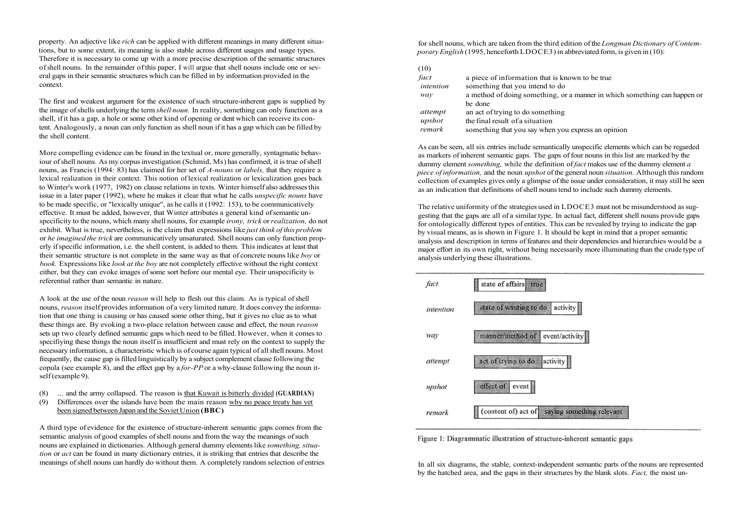property. An adjective like *rich* can be applied with different meanings in many different situations, but to some extent, its meaning is also stable across different usages and usage types. Therefore it is necessary to come up with a more precise description of the semantic structures of shell nouns. In the remainder of this paper, I will argue that shell nouns include one or several gaps in their semantic structures which can be filled in by information provided in the context.

The first and weakest argument for the existence of such structure-inherent gaps is supplied by the image of shells underlying the term *shell noun.* In reality, something can only function as a shell, if it has a gap, a hole or some other kind of opening or dent which can receive its content. Analogously, a noun can only function as shell noun if it has a gap which can be filled by the shell content.

More compelling evidence can be found in the textual or, more generally, syntagmatic behaviour of shell nouns. As my corpus investigation (Schmid, Ms) has confirmed, it is true of shell nouns, as Francis (1994: 83) has claimed for her set of *A-nouns* or *labels,* that they require a lexical realization in their context. This notion of lexical realization or lexicalization goes back to Winter's work (1977, 1982) on clause relations in texts. Winter himself also addresses this issue in a later paper (1992), where he makes it clear that what he calls *unspecific nouns* have to be made specific, or "lexically unique", as he calls it (1992: 153), to be communicatively effective. It must be added, however, that Winter attributes a general kind of semantic unspecificity to the nouns, which many shell nouns, for example *irony, trick* or *realization,* do not exhibit. What is true, nevertheless, is the claim that expressions like *just think of this problem* or *he imagined the trick* are communicatively unsaturated. Shell nouns can only function properly if specific information, i.e. the shell content, is added to them. This indicates at least that their semantic structure is not complete in the same way as that of concrete nouns like *boy* or *book.* Expressions like *look at the boy* are not completely effective without the right context either, but they can evoke images of some sort before our mental eye. Their unspecificity is referential rather than semantic in nature.

A look at the use of the noun *reason* will help to flesh out this claim. As is typical of shell nouns, *reason* itself provides information of a very limited nature. It does convey the information that one thing is causing or has caused some other thing, but it gives no clue as to what these things are. By evoking a two-place relation between cause and effect, the noun *reason* sets up two clearly defined semantic gaps which need to be filled. However, when it comes to specifiying these things the noun itself is insufficient and must rely on the context to supply the necessary information, a characteristic which is of course again typical of all shell nouns. Most frequently, the cause gap is filled linguistically by a subject complement clause following the copula (see example 8), and the effect gap by a *for-PP* or a why-clause following the noun itself (example 9).

(8) ... and the army collapsed. The reason is that Kuwait is bitterly divided (**GUARDIAN**)
(9) Differences over the islands have been the main reason why no peace treaty has yet been signed between Japan and the Soviet Union (**BBC**)

A third type of evidence for the existence of structure-inherent semantic gaps comes from the semantic analysis of good examples of shell nouns and from the way the meanings of such nouns are explained in dictionaries. Although general dummy elements like *something, situation* or *act* can be found in many dictionary entries, it is striking that entries that describe the meanings of shell nouns can hardly do without them. A completely random selection of entries for shell nouns, which are taken from the third edition of the *Longman Dictionary of Contemporary English* (1995, henceforth LDOCE3) in abbreviated form, is given in (10):

(10)

| | |
|---|---|
| *fact* | a piece of information that is known to be true |
| *intention* | something that you intend to do |
| *way* | a method of doing something, or a manner in which something can happen or be done |
| *attempt* | an act of trying to do something |
| *upshot* | the final result of a situation |
| *remark* | something that you say when you express an opinion |

As can be seen, all six entries include semantically unspecific elements which can be regarded as markers of inherent semantic gaps. The gaps of four nouns in this list are marked by the dummy element *something,* while the definition of *fact* makes use of the dummy element *a piece of information,* and the noun *upshot* of the general noun *situation.* Although this random collection of examples gives only a glimpse of the issue under consideration, it may still be seen as an indication that definitions of shell nouns tend to include such dummy elements.

The relative uniformity of the strategies used in LDOCE3 must not be misunderstood as suggesting that the gaps are all of a similar type. In actual fact, different shell nouns provide gaps for ontologically different types of entities. This can be revealed by trying to indicate the gap by visual means, as is shown in Figure 1. It should be kept in mind that a proper semantic analysis and description in terms of features and their dependencies and hierarchies would be a major effort in its own right, without being necessarily more illuminating than the crude type of analysis underlying these illustrations.

| | |
|---|---|
| *fact* | state of affairs \| true |
| *intention* | state of wanting to do \| activity |
| *way* | manner/method of \| event/activity |
| *attempt* | act of trying to do \| activity |
| *upshot* | effect of \| event |
| *remark* | (content of) act of \| saying something relevant |

Figure 1: Diagrammatic illustration of structure-inherent semantic gaps

In all six diagrams, the stable, context-independent semantic parts of the nouns are represented by the hatched area, and the gaps in their structures by the blank slots. *Fact,* the most un-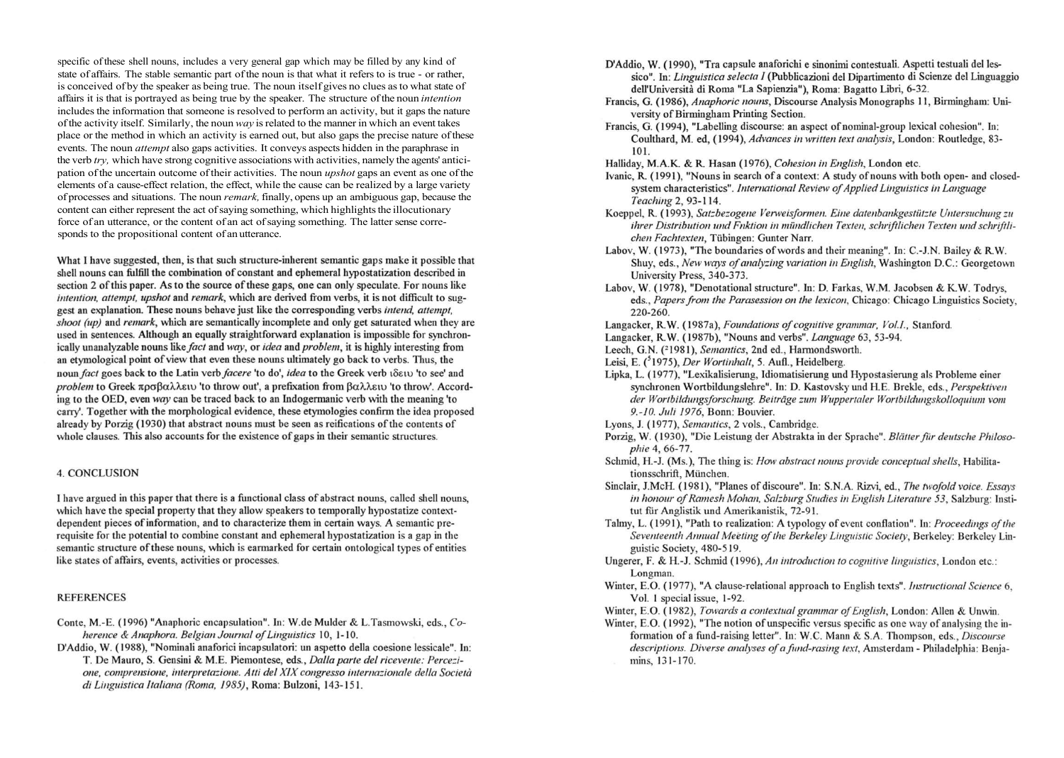specific of these shell nouns, includes a very general gap which may be filled by any kind of state of affairs. The stable semantic part of the noun is that what it refers to is true - or rather, is conceived of by the speaker as being true. The noun itself gives no clues as to what state of affairs it is that is portrayed as being true by the speaker. The structure of the noun *intention* includes the information that someone is resolved to perform an activity, but it gaps the nature of the activity itself. Similarly, the noun *way* is related to the manner in which an event takes place or the method in which an activity is earned out, but also gaps the precise nature of these events. The noun *attempt* also gaps activities. It conveys aspects hidden in the paraphrase in the verb *try,* which have strong cognitive associations with activities, namely the agents' anticipation of the uncertain outcome of their activities. The noun *upshot* gaps an event as one of the elements of a cause-effect relation, the effect, while the cause can be realized by a large variety of processes and situations. The noun *remark,* finally, opens up an ambiguous gap, because the content can either represent the act of saying something, which highlights the illocutionary force of an utterance, or the content of an act of saying something. The latter sense corresponds to the propositional content of an utterance.

What I have suggested, then, is that such structure-inherent semantic gaps make it possible that shell nouns can fulfill the combination of constant and ephemeral hypostatization described in section 2 of this paper. As to the source of these gaps, one can only speculate. For nouns like *intention, attempt, upshot* and *remark*, which are derived from verbs, it is not difficult to suggest an explanation. These nouns behave just like the corresponding verbs *intend, attempt, shoot (up)* and *remark*, which are semantically incomplete and only get saturated when they are used in sentences. Although an equally straightforward explanation is impossible for synchronically unanalyzable nouns like *fact* and *way*, or *idea* and *problem*, it is highly interesting from an etymological point of view that even these nouns ultimately go back to verbs. Thus, the noun *fact* goes back to the Latin verb *facere* 'to do', *idea* to the Greek verb ἰδειν 'to see' and *problem* to Greek προβαλλειν 'to throw out', a prefixation from βαλλειν 'to throw'. According to the OED, even *way* can be traced back to an Indogermanic verb with the meaning 'to carry'. Together with the morphological evidence, these etymologies confirm the idea proposed already by Porzig (1930) that abstract nouns must be seen as reifications of the contents of whole clauses. This also accounts for the existence of gaps in their semantic structures.

## 4. CONCLUSION

I have argued in this paper that there is a functional class of abstract nouns, called shell nouns, which have the special property that they allow speakers to temporally hypostatize context-dependent pieces of information, and to characterize them in certain ways. A semantic prerequisite for the potential to combine constant and ephemeral hypostatization is a gap in the semantic structure of these nouns, which is earmarked for certain ontological types of entities like states of affairs, events, activities or processes.

## REFERENCES

Conte, M.-E. (1996) "Anaphoric encapsulation". In: W.de Mulder & L.Tasmowski, eds., *Coherence & Anaphora. Belgian Journal of Linguistics* 10, 1-10.

D'Addio, W. (1988), "Nominali anaforici incapsulatori: un aspetto della coesione lessicale". In: T. De Mauro, S. Gensini & M.E. Piemontese, eds., *Dalla parte del ricevente: Percezione, comprensione, interpretazione. Atti del XIX congresso internazionale della Società di Linguistica Italiana (Roma, 1985)*, Roma: Bulzoni, 143-151.

D'Addio, W. (1990), "Tra capsule anaforichi e sinonimi contestuali. Aspetti testuali del lessico". In: *Linguistica selecta I* (Pubblicazioni del Dipartimento di Scienze del Linguaggio dell'Università di Roma "La Sapienza"), Roma: Bagatto Libri, 6-32.

Francis, G. (1986), *Anaphoric nouns*, Discourse Analysis Monographs 11, Birmingham: University of Birmingham Printing Section.

Francis, G. (1994), "Labelling discourse: an aspect of nominal-group lexical cohesion". In: Coulthard, M. ed, (1994), *Advances in written text analysis*, London: Routledge, 83-101.

Halliday, M.A.K. & R. Hasan (1976), *Cohesion in English*, London etc.

Ivanic, R. (1991), "Nouns in search of a context: A study of nouns with both open- and closed-system characteristics". *International Review of Applied Linguistics in Language Teaching* 2, 93-114.

Koeppel, R. (1993), *Satzbezogene Verweisformen. Eine datenbankgestützte Untersuchung zu ihrer Distribution und Fnktion in mündlichen Texten, schriftlichen Texten und schriftlichen Fachtexten*, Tübingen: Gunter Narr.

Labov, W. (1973), "The boundaries of words and their meaning". In: C.-J.N. Bailey & R.W. Shuy, eds., *New ways of analyzing variation in English*, Washington D.C.: Georgetown University Press, 340-373.

Labov, W. (1978), "Denotational structure". In: D. Farkas, W.M. Jacobsen & K.W. Todrys, eds., *Papers from the Parasession on the lexicon*, Chicago: Chicago Linguistics Society, 220-260.

Langacker, R.W. (1987a), *Foundations of cognitive grammar, Vol.I.*, Stanford.

Langacker, R.W. (1987b), "Nouns and verbs". *Language* 63, 53-94.

Leech, G.N. (²1981), *Semantics*, 2nd ed., Harmondsworth.

Leisi, E. (⁵1975), *Der Wortinhalt*, 5. Aufl., Heidelberg.

Lipka, L. (1977), "Lexikalisierung, Idiomatisierung und Hypostasierung als Probleme einer synchronen Wortbildungslehre". In: D. Kastovsky und H.E. Brekle, eds., *Perspektiven der Wortbildungsforschung. Beiträge zum Wuppertaler Wortbildungskolloquium vom 9.-10. Juli 1976*, Bonn: Bouvier.

Lyons, J. (1977), *Semantics*, 2 vols., Cambridge.

Porzig, W. (1930), "Die Leistung der Abstrakta in der Sprache". *Blätter für deutsche Philosophie* 4, 66-77.

Schmid, H.-J. (Ms.), The thing is: *How abstract nouns provide conceptual shells*, Habilitationsschrift, München.

Sinclair, J.McH. (1981), "Planes of discoure". In: S.N.A. Rizvi, ed., *The twofold voice. Essays in honour of Ramesh Mohan, Salzburg Studies in English Literature 53*, Salzburg: Institut für Anglistik und Amerikanistik, 72-91.

Talmy, L. (1991), "Path to realization: A typology of event conflation". In: *Proceedings of the Seventeenth Annual Meeting of the Berkeley Linguistic Society*, Berkeley: Berkeley Linguistic Society, 480-519.

Ungerer, F. & H.-J. Schmid (1996), *An introduction to cognitive linguistics*, London etc.: Longman.

Winter, E.O. (1977), "A clause-relational approach to English texts". *Instructional Science* 6, Vol. 1 special issue, 1-92.

Winter, E.O. (1982), *Towards a contextual grammar of English*, London: Allen & Unwin.

Winter, E.O. (1992), "The notion of unspecific versus specific as one way of analysing the information of a fund-raising letter". In: W.C. Mann & S.A. Thompson, eds., *Discourse descriptions. Diverse analyses of a fund-rasing text*, Amsterdam - Philadelphia: Benjamins, 131-170.